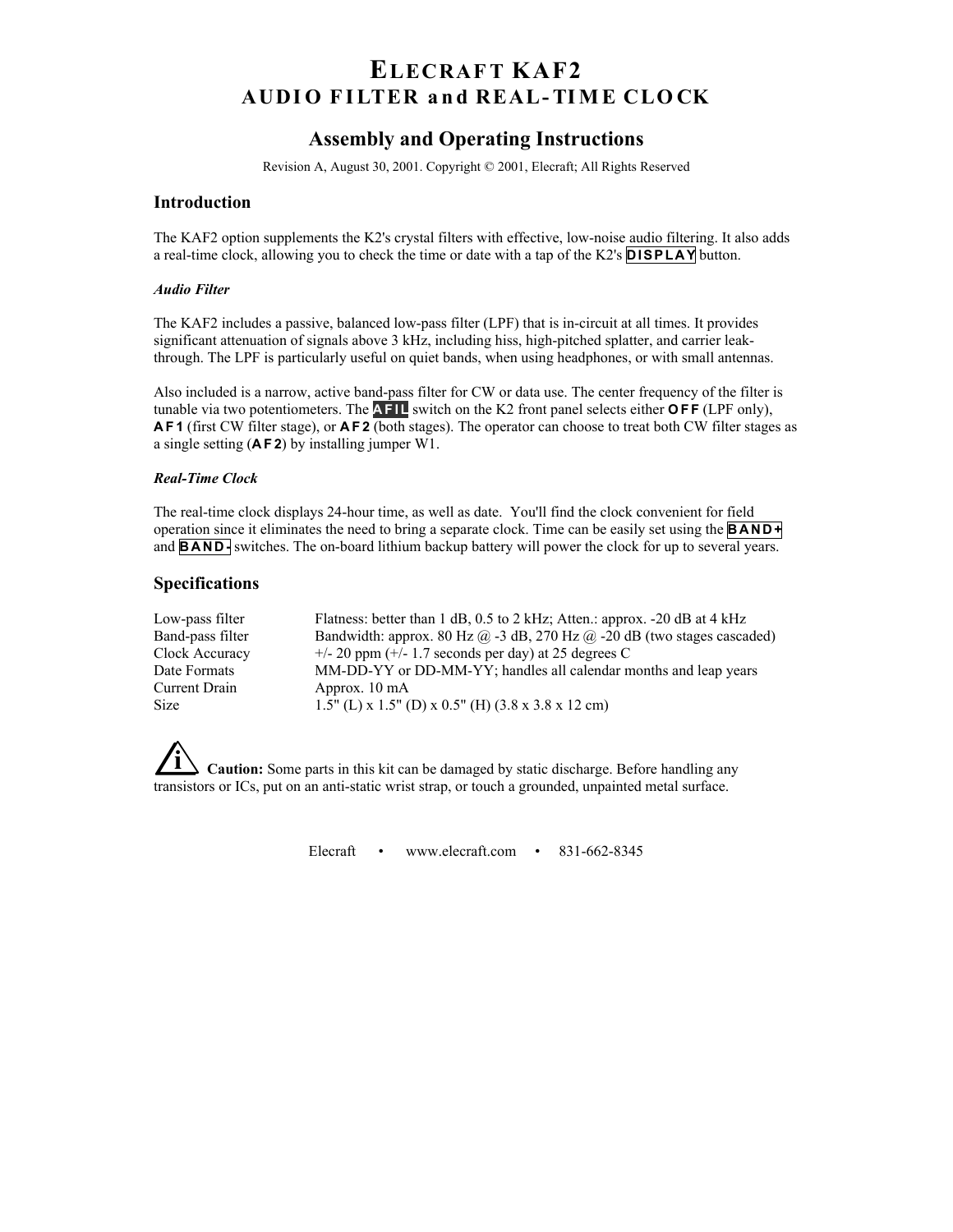# ELECRAFT KAF2
## AUDIO FILTER and REAL-TIME CLOCK

## Assembly and Operating Instructions

Revision A, August 30, 2001. Copyright © 2001, Elecraft; All Rights Reserved

## Introduction

The KAF2 option supplements the K2's crystal filters with effective, low-noise audio filtering. It also adds a real-time clock, allowing you to check the time or date with a tap of the K2's **DISPLAY** button.

### *Audio Filter*

The KAF2 includes a passive, balanced low-pass filter (LPF) that is in-circuit at all times. It provides significant attenuation of signals above 3 kHz, including hiss, high-pitched splatter, and carrier leak-through. The LPF is particularly useful on quiet bands, when using headphones, or with small antennas.

Also included is a narrow, active band-pass filter for CW or data use. The center frequency of the filter is tunable via two potentiometers. The **AFIL** switch on the K2 front panel selects either **OFF** (LPF only), **AF1** (first CW filter stage), or **AF2** (both stages). The operator can choose to treat both CW filter stages as a single setting (**AF2**) by installing jumper W1.

### *Real-Time Clock*

The real-time clock displays 24-hour time, as well as date. You'll find the clock convenient for field operation since it eliminates the need to bring a separate clock. Time can be easily set using the **BAND+** and **BAND-** switches. The on-board lithium backup battery will power the clock for up to several years.

## Specifications

| | |
|---|---|
| Low-pass filter | Flatness: better than 1 dB, 0.5 to 2 kHz; Atten.: approx. -20 dB at 4 kHz |
| Band-pass filter | Bandwidth: approx. 80 Hz @ -3 dB, 270 Hz @ -20 dB (two stages cascaded) |
| Clock Accuracy | +/- 20 ppm (+/- 1.7 seconds per day) at 25 degrees C |
| Date Formats | MM-DD-YY or DD-MM-YY; handles all calendar months and leap years |
| Current Drain | Approx. 10 mA |
| Size | 1.5" (L) x 1.5" (D) x 0.5" (H) (3.8 x 3.8 x 12 cm) |

**Caution:** Some parts in this kit can be damaged by static discharge. Before handling any transistors or ICs, put on an anti-static wrist strap, or touch a grounded, unpainted metal surface.

Elecraft • www.elecraft.com • 831-662-8345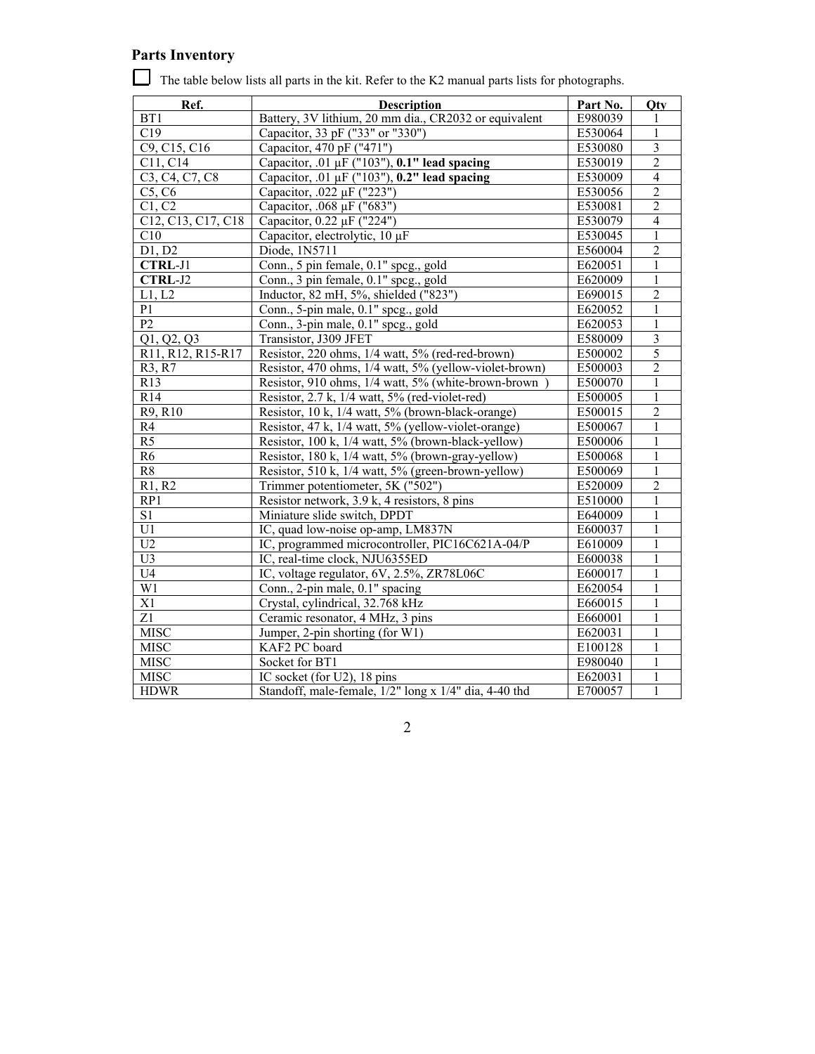## Parts Inventory

☐ The table below lists all parts in the kit. Refer to the K2 manual parts lists for photographs.

| Ref. | Description | Part No. | Qty |
|---|---|---|---|
| BT1 | Battery, 3V lithium, 20 mm dia., CR2032 or equivalent | E980039 | 1 |
| C19 | Capacitor, 33 pF ("33" or "330") | E530064 | 1 |
| C9, C15, C16 | Capacitor, 470 pF ("471") | E530080 | 3 |
| C11, C14 | Capacitor, .01 µF ("103"), **0.1" lead spacing** | E530019 | 2 |
| C3, C4, C7, C8 | Capacitor, .01 µF ("103"), **0.2" lead spacing** | E530009 | 4 |
| C5, C6 | Capacitor, .022 µF ("223") | E530056 | 2 |
| C1, C2 | Capacitor, .068 µF ("683") | E530081 | 2 |
| C12, C13, C17, C18 | Capacitor, 0.22 µF ("224") | E530079 | 4 |
| C10 | Capacitor, electrolytic, 10 µF | E530045 | 1 |
| D1, D2 | Diode, 1N5711 | E560004 | 2 |
| **CTRL**-J1 | Conn., 5 pin female, 0.1" spcg., gold | E620051 | 1 |
| **CTRL**-J2 | Conn., 3 pin female, 0.1" spcg., gold | E620009 | 1 |
| L1, L2 | Inductor, 82 mH, 5%, shielded ("823") | E690015 | 2 |
| P1 | Conn., 5-pin male, 0.1" spcg., gold | E620052 | 1 |
| P2 | Conn., 3-pin male, 0.1" spcg., gold | E620053 | 1 |
| Q1, Q2, Q3 | Transistor, J309 JFET | E580009 | 3 |
| R11, R12, R15-R17 | Resistor, 220 ohms, 1/4 watt, 5% (red-red-brown) | E500002 | 5 |
| R3, R7 | Resistor, 470 ohms, 1/4 watt, 5% (yellow-violet-brown) | E500003 | 2 |
| R13 | Resistor, 910 ohms, 1/4 watt, 5% (white-brown-brown ) | E500070 | 1 |
| R14 | Resistor, 2.7 k, 1/4 watt, 5% (red-violet-red) | E500005 | 1 |
| R9, R10 | Resistor, 10 k, 1/4 watt, 5% (brown-black-orange) | E500015 | 2 |
| R4 | Resistor, 47 k, 1/4 watt, 5% (yellow-violet-orange) | E500067 | 1 |
| R5 | Resistor, 100 k, 1/4 watt, 5% (brown-black-yellow) | E500006 | 1 |
| R6 | Resistor, 180 k, 1/4 watt, 5% (brown-gray-yellow) | E500068 | 1 |
| R8 | Resistor, 510 k, 1/4 watt, 5% (green-brown-yellow) | E500069 | 1 |
| R1, R2 | Trimmer potentiometer, 5K ("502") | E520009 | 2 |
| RP1 | Resistor network, 3.9 k, 4 resistors, 8 pins | E510000 | 1 |
| S1 | Miniature slide switch, DPDT | E640009 | 1 |
| U1 | IC, quad low-noise op-amp, LM837N | E600037 | 1 |
| U2 | IC, programmed microcontroller, PIC16C621A-04/P | E610009 | 1 |
| U3 | IC, real-time clock, NJU6355ED | E600038 | 1 |
| U4 | IC, voltage regulator, 6V, 2.5%, ZR78L06C | E600017 | 1 |
| W1 | Conn., 2-pin male, 0.1" spacing | E620054 | 1 |
| X1 | Crystal, cylindrical, 32.768 kHz | E660015 | 1 |
| Z1 | Ceramic resonator, 4 MHz, 3 pins | E660001 | 1 |
| MISC | Jumper, 2-pin shorting (for W1) | E620031 | 1 |
| MISC | KAF2 PC board | E100128 | 1 |
| MISC | Socket for BT1 | E980040 | 1 |
| MISC | IC socket (for U2), 18 pins | E620031 | 1 |
| HDWR | Standoff, male-female, 1/2" long x 1/4" dia, 4-40 thd | E700057 | 1 |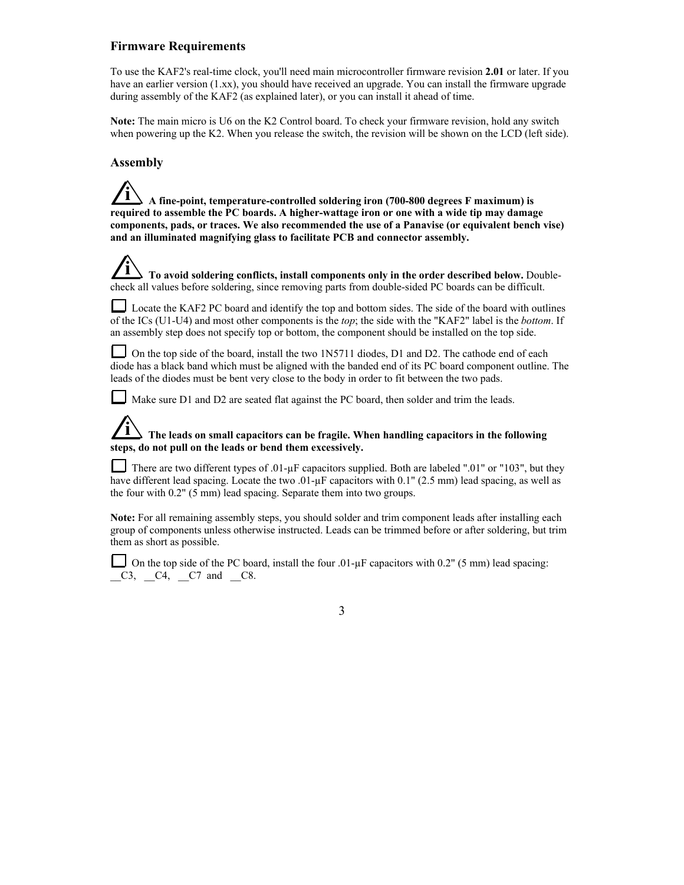## Firmware Requirements

To use the KAF2's real-time clock, you'll need main microcontroller firmware revision **2.01** or later. If you have an earlier version (1.xx), you should have received an upgrade. You can install the firmware upgrade during assembly of the KAF2 (as explained later), or you can install it ahead of time.

**Note:** The main micro is U6 on the K2 Control board. To check your firmware revision, hold any switch when powering up the K2. When you release the switch, the revision will be shown on the LCD (left side).

## Assembly

**A fine-point, temperature-controlled soldering iron (700-800 degrees F maximum) is required to assemble the PC boards. A higher-wattage iron or one with a wide tip may damage components, pads, or traces. We also recommended the use of a Panavise (or equivalent bench vise) and an illuminated magnifying glass to facilitate PCB and connector assembly.**

**To avoid soldering conflicts, install components only in the order described below.** Double-check all values before soldering, since removing parts from double-sided PC boards can be difficult.

☐ Locate the KAF2 PC board and identify the top and bottom sides. The side of the board with outlines of the ICs (U1-U4) and most other components is the *top*; the side with the "KAF2" label is the *bottom*. If an assembly step does not specify top or bottom, the component should be installed on the top side.

☐ On the top side of the board, install the two 1N5711 diodes, D1 and D2. The cathode end of each diode has a black band which must be aligned with the banded end of its PC board component outline. The leads of the diodes must be bent very close to the body in order to fit between the two pads.

☐ Make sure D1 and D2 are seated flat against the PC board, then solder and trim the leads.

**The leads on small capacitors can be fragile. When handling capacitors in the following steps, do not pull on the leads or bend them excessively.**

☐ There are two different types of .01-µF capacitors supplied. Both are labeled ".01" or "103", but they have different lead spacing. Locate the two .01-µF capacitors with 0.1" (2.5 mm) lead spacing, as well as the four with 0.2" (5 mm) lead spacing. Separate them into two groups.

**Note:** For all remaining assembly steps, you should solder and trim component leads after installing each group of components unless otherwise instructed. Leads can be trimmed before or after soldering, but trim them as short as possible.

☐ On the top side of the PC board, install the four .01-µF capacitors with 0.2" (5 mm) lead spacing: __C3, __C4, __C7 and __C8.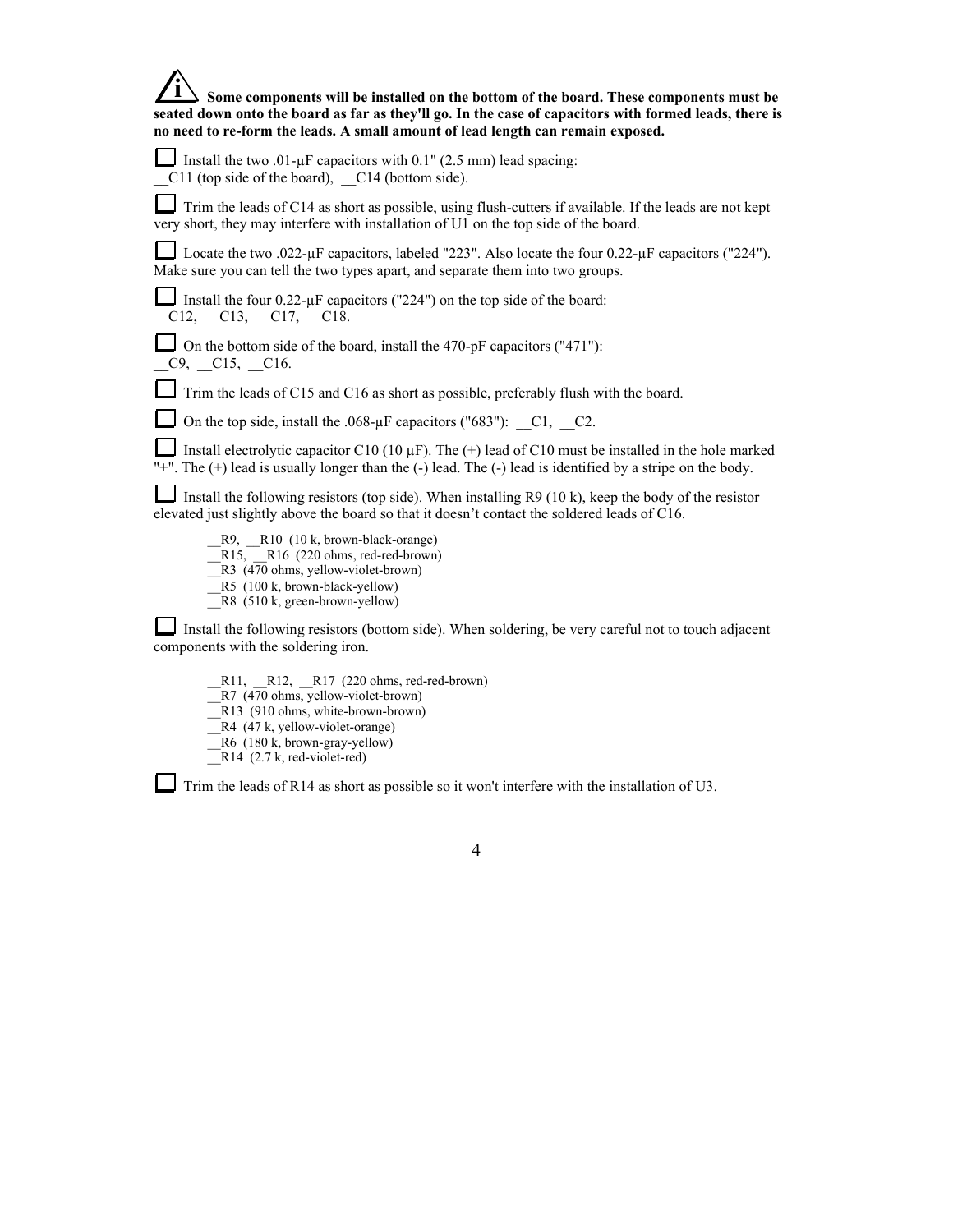**Some components will be installed on the bottom of the board. These components must be seated down onto the board as far as they'll go. In the case of capacitors with formed leads, there is no need to re-form the leads. A small amount of lead length can remain exposed.**

☐ Install the two .01-µF capacitors with 0.1" (2.5 mm) lead spacing:
__C11 (top side of the board), __C14 (bottom side).

☐ Trim the leads of C14 as short as possible, using flush-cutters if available. If the leads are not kept very short, they may interfere with installation of U1 on the top side of the board.

☐ Locate the two .022-µF capacitors, labeled "223". Also locate the four 0.22-µF capacitors ("224"). Make sure you can tell the two types apart, and separate them into two groups.

☐ Install the four 0.22-µF capacitors ("224") on the top side of the board:
__C12, __C13, __C17, __C18.

☐ On the bottom side of the board, install the 470-pF capacitors ("471"):
__C9, __C15, __C16.

☐ Trim the leads of C15 and C16 as short as possible, preferably flush with the board.

☐ On the top side, install the .068-µF capacitors ("683"): __C1, __C2.

☐ Install electrolytic capacitor C10 (10 µF). The (+) lead of C10 must be installed in the hole marked "+". The (+) lead is usually longer than the (-) lead. The (-) lead is identified by a stripe on the body.

☐ Install the following resistors (top side). When installing R9 (10 k), keep the body of the resistor elevated just slightly above the board so that it doesn't contact the soldered leads of C16.

- __R9, __R10 (10 k, brown-black-orange)
- __R15, __R16 (220 ohms, red-red-brown)
- __R3 (470 ohms, yellow-violet-brown)
- __R5 (100 k, brown-black-yellow)
- __R8 (510 k, green-brown-yellow)

☐ Install the following resistors (bottom side). When soldering, be very careful not to touch adjacent components with the soldering iron.

- __R11, __R12, __R17 (220 ohms, red-red-brown)
- __R7 (470 ohms, yellow-violet-brown)
- __R13 (910 ohms, white-brown-brown)
- __R4 (47 k, yellow-violet-orange)
- __R6 (180 k, brown-gray-yellow)
- __R14 (2.7 k, red-violet-red)

☐ Trim the leads of R14 as short as possible so it won't interfere with the installation of U3.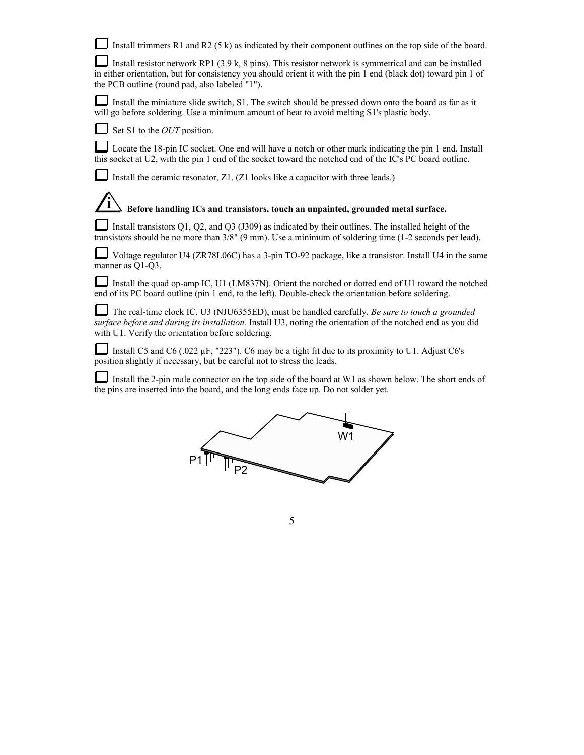☐ Install trimmers R1 and R2 (5 k) as indicated by their component outlines on the top side of the board.

☐ Install resistor network RP1 (3.9 k, 8 pins). This resistor network is symmetrical and can be installed in either orientation, but for consistency you should orient it with the pin 1 end (black dot) toward pin 1 of the PCB outline (round pad, also labeled "1").

☐ Install the miniature slide switch, S1. The switch should be pressed down onto the board as far as it will go before soldering. Use a minimum amount of heat to avoid melting S1's plastic body.

☐ Set S1 to the *OUT* position.

☐ Locate the 18-pin IC socket. One end will have a notch or other mark indicating the pin 1 end. Install this socket at U2, with the pin 1 end of the socket toward the notched end of the IC's PC board outline.

☐ Install the ceramic resonator, Z1. (Z1 looks like a capacitor with three leads.)

**Before handling ICs and transistors, touch an unpainted, grounded metal surface.**

☐ Install transistors Q1, Q2, and Q3 (J309) as indicated by their outlines. The installed height of the transistors should be no more than 3/8" (9 mm). Use a minimum of soldering time (1-2 seconds per lead).

☐ Voltage regulator U4 (ZR78L06C) has a 3-pin TO-92 package, like a transistor. Install U4 in the same manner as Q1-Q3.

☐ Install the quad op-amp IC, U1 (LM837N). Orient the notched or dotted end of U1 toward the notched end of its PC board outline (pin 1 end, to the left). Double-check the orientation before soldering.

☐ The real-time clock IC, U3 (NJU6355ED), must be handled carefully. *Be sure to touch a grounded surface before and during its installation.* Install U3, noting the orientation of the notched end as you did with U1. Verify the orientation before soldering.

☐ Install C5 and C6 (.022 µF, "223"). C6 may be a tight fit due to its proximity to U1. Adjust C6's position slightly if necessary, but be careful not to stress the leads.

☐ Install the 2-pin male connector on the top side of the board at W1 as shown below. The short ends of the pins are inserted into the board, and the long ends face up. Do not solder yet.

W1

P1

P2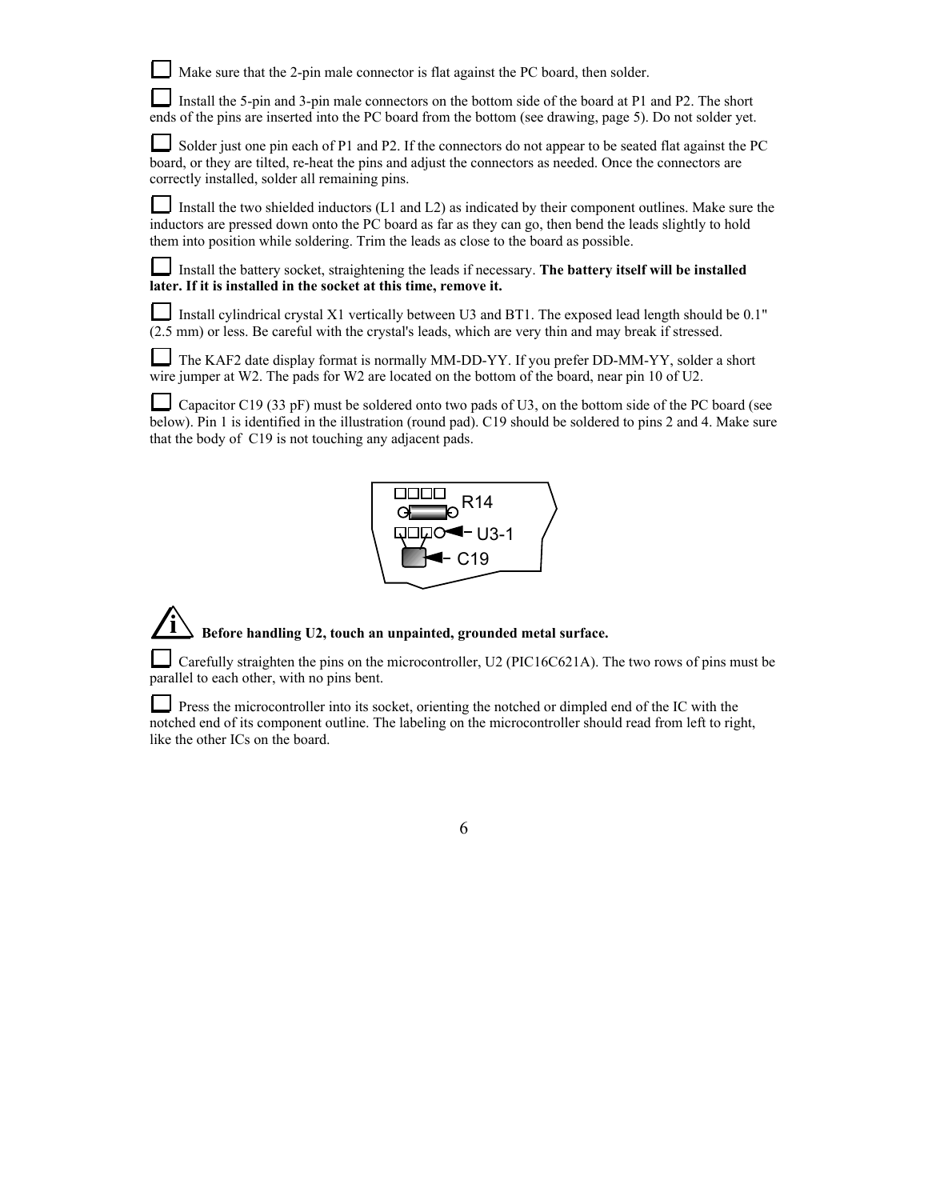☐ Make sure that the 2-pin male connector is flat against the PC board, then solder.

☐ Install the 5-pin and 3-pin male connectors on the bottom side of the board at P1 and P2. The short ends of the pins are inserted into the PC board from the bottom (see drawing, page 5). Do not solder yet.

☐ Solder just one pin each of P1 and P2. If the connectors do not appear to be seated flat against the PC board, or they are tilted, re-heat the pins and adjust the connectors as needed. Once the connectors are correctly installed, solder all remaining pins.

☐ Install the two shielded inductors (L1 and L2) as indicated by their component outlines. Make sure the inductors are pressed down onto the PC board as far as they can go, then bend the leads slightly to hold them into position while soldering. Trim the leads as close to the board as possible.

☐ Install the battery socket, straightening the leads if necessary. **The battery itself will be installed later. If it is installed in the socket at this time, remove it.**

☐ Install cylindrical crystal X1 vertically between U3 and BT1. The exposed lead length should be 0.1" (2.5 mm) or less. Be careful with the crystal's leads, which are very thin and may break if stressed.

☐ The KAF2 date display format is normally MM-DD-YY. If you prefer DD-MM-YY, solder a short wire jumper at W2. The pads for W2 are located on the bottom of the board, near pin 10 of U2.

☐ Capacitor C19 (33 pF) must be soldered onto two pads of U3, on the bottom side of the PC board (see below). Pin 1 is identified in the illustration (round pad). C19 should be soldered to pins 2 and 4. Make sure that the body of C19 is not touching any adjacent pads.

R14

U3-1

C19

**Before handling U2, touch an unpainted, grounded metal surface.**

☐ Carefully straighten the pins on the microcontroller, U2 (PIC16C621A). The two rows of pins must be parallel to each other, with no pins bent.

☐ Press the microcontroller into its socket, orienting the notched or dimpled end of the IC with the notched end of its component outline. The labeling on the microcontroller should read from left to right, like the other ICs on the board.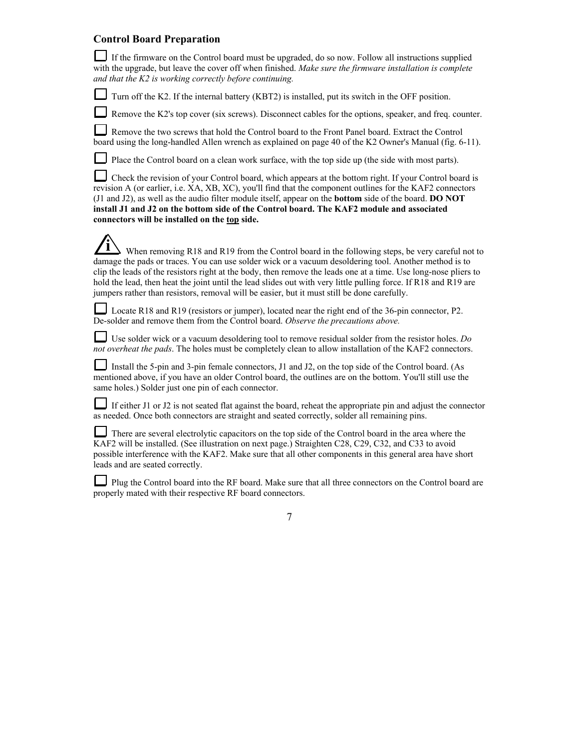## Control Board Preparation

☐ If the firmware on the Control board must be upgraded, do so now. Follow all instructions supplied with the upgrade, but leave the cover off when finished. *Make sure the firmware installation is complete and that the K2 is working correctly before continuing.*

☐ Turn off the K2. If the internal battery (KBT2) is installed, put its switch in the OFF position.

☐ Remove the K2's top cover (six screws). Disconnect cables for the options, speaker, and freq. counter.

☐ Remove the two screws that hold the Control board to the Front Panel board. Extract the Control board using the long-handled Allen wrench as explained on page 40 of the K2 Owner's Manual (fig. 6-11).

☐ Place the Control board on a clean work surface, with the top side up (the side with most parts).

☐ Check the revision of your Control board, which appears at the bottom right. If your Control board is revision A (or earlier, i.e. XA, XB, XC), you'll find that the component outlines for the KAF2 connectors (J1 and J2), as well as the audio filter module itself, appear on the **bottom** side of the board. **DO NOT install J1 and J2 on the bottom side of the Control board. The KAF2 module and associated connectors will be installed on the <u>top</u> side.**

**i** When removing R18 and R19 from the Control board in the following steps, be very careful not to damage the pads or traces. You can use solder wick or a vacuum desoldering tool. Another method is to clip the leads of the resistors right at the body, then remove the leads one at a time. Use long-nose pliers to hold the lead, then heat the joint until the lead slides out with very little pulling force. If R18 and R19 are jumpers rather than resistors, removal will be easier, but it must still be done carefully.

☐ Locate R18 and R19 (resistors or jumper), located near the right end of the 36-pin connector, P2. De-solder and remove them from the Control board. *Observe the precautions above.*

☐ Use solder wick or a vacuum desoldering tool to remove residual solder from the resistor holes. *Do not overheat the pads*. The holes must be completely clean to allow installation of the KAF2 connectors.

☐ Install the 5-pin and 3-pin female connectors, J1 and J2, on the top side of the Control board. (As mentioned above, if you have an older Control board, the outlines are on the bottom. You'll still use the same holes.) Solder just one pin of each connector.

☐ If either J1 or J2 is not seated flat against the board, reheat the appropriate pin and adjust the connector as needed. Once both connectors are straight and seated correctly, solder all remaining pins.

☐ There are several electrolytic capacitors on the top side of the Control board in the area where the KAF2 will be installed. (See illustration on next page.) Straighten C28, C29, C32, and C33 to avoid possible interference with the KAF2. Make sure that all other components in this general area have short leads and are seated correctly.

☐ Plug the Control board into the RF board. Make sure that all three connectors on the Control board are properly mated with their respective RF board connectors.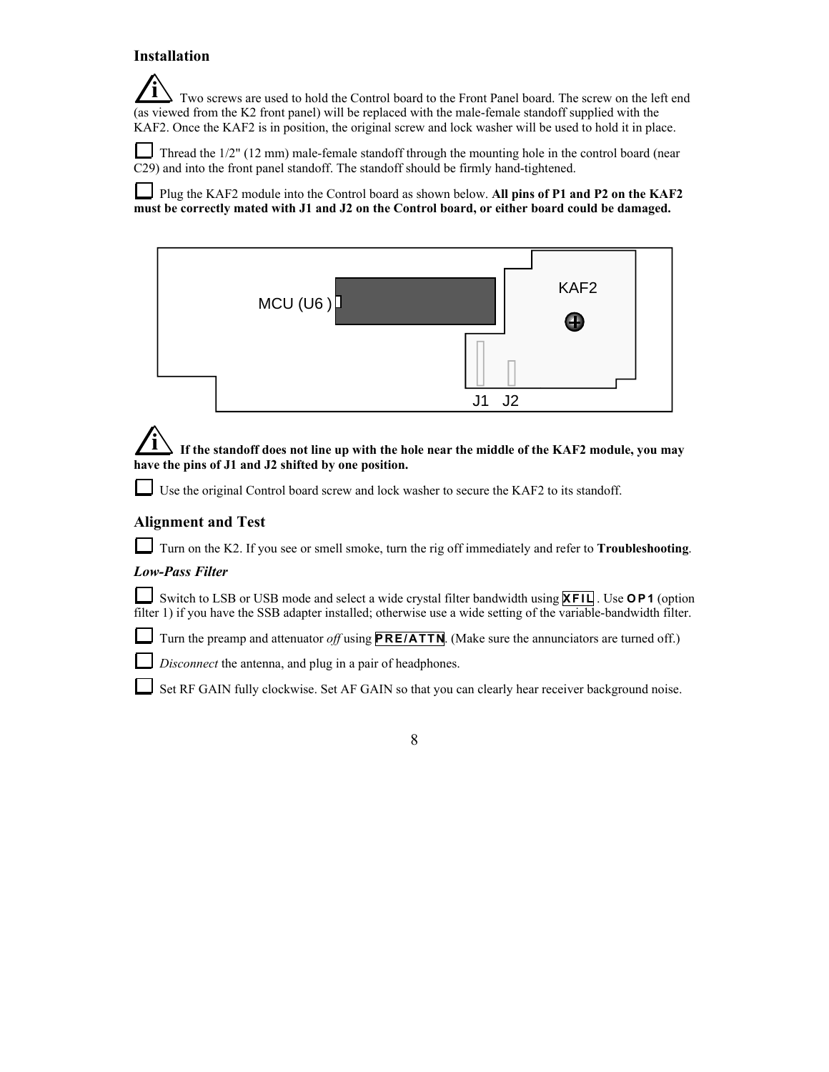## Installation

Two screws are used to hold the Control board to the Front Panel board. The screw on the left end (as viewed from the K2 front panel) will be replaced with the male-female standoff supplied with the KAF2. Once the KAF2 is in position, the original screw and lock washer will be used to hold it in place.

☐ Thread the 1/2" (12 mm) male-female standoff through the mounting hole in the control board (near C29) and into the front panel standoff. The standoff should be firmly hand-tightened.

☐ Plug the KAF2 module into the Control board as shown below. **All pins of P1 and P2 on the KAF2 must be correctly mated with J1 and J2 on the Control board, or either board could be damaged.**

MCU (U6 ) KAF2 J1 J2

**If the standoff does not line up with the hole near the middle of the KAF2 module, you may have the pins of J1 and J2 shifted by one position.**

☐ Use the original Control board screw and lock washer to secure the KAF2 to its standoff.

## Alignment and Test

☐ Turn on the K2. If you see or smell smoke, turn the rig off immediately and refer to **Troubleshooting**.

### *Low-Pass Filter*

☐ Switch to LSB or USB mode and select a wide crystal filter bandwidth using **XFIL** . Use **OP1** (option filter 1) if you have the SSB adapter installed; otherwise use a wide setting of the variable-bandwidth filter.

☐ Turn the preamp and attenuator *off* using **PRE/ATTN**. (Make sure the annunciators are turned off.)

☐ *Disconnect* the antenna, and plug in a pair of headphones.

☐ Set RF GAIN fully clockwise. Set AF GAIN so that you can clearly hear receiver background noise.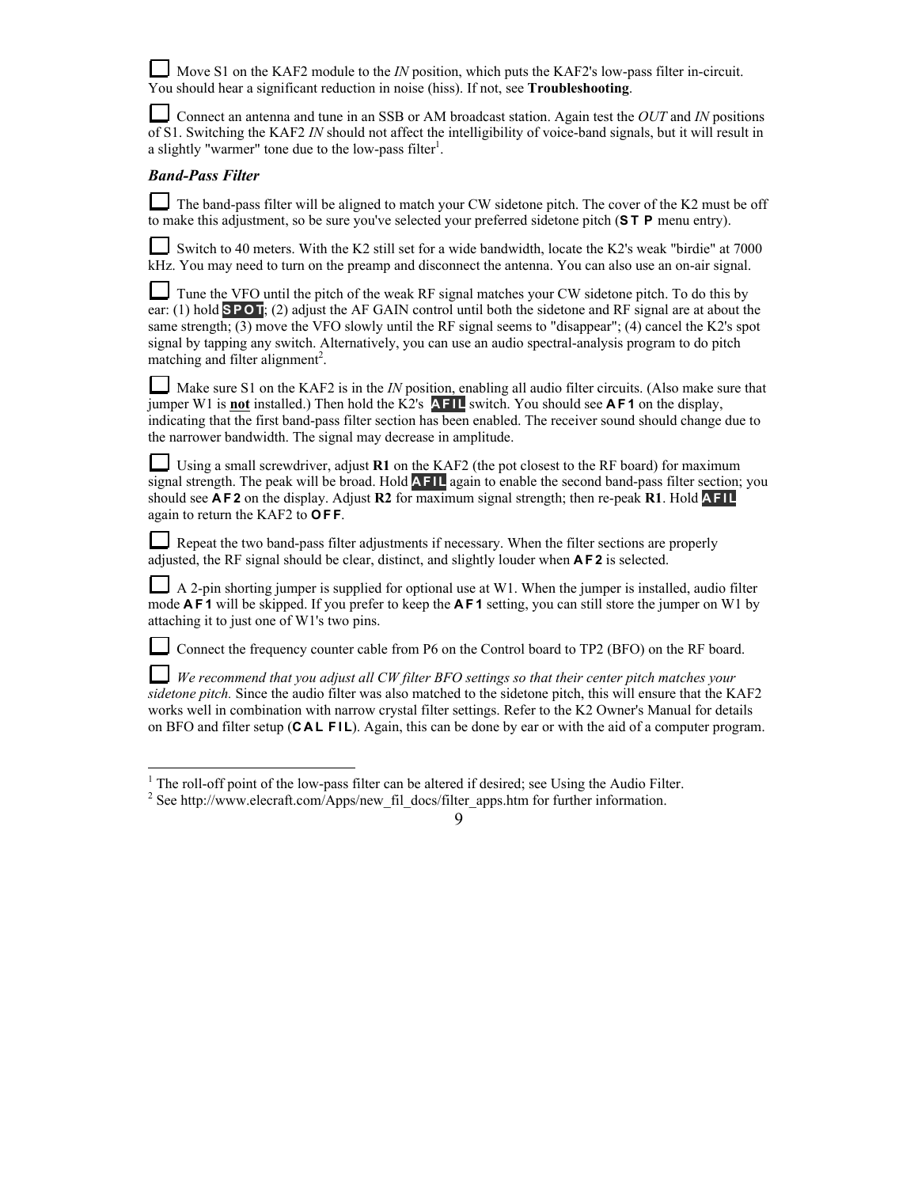☐ Move S1 on the KAF2 module to the *IN* position, which puts the KAF2's low-pass filter in-circuit. You should hear a significant reduction in noise (hiss). If not, see **Troubleshooting**.

☐ Connect an antenna and tune in an SSB or AM broadcast station. Again test the *OUT* and *IN* positions of S1. Switching the KAF2 *IN* should not affect the intelligibility of voice-band signals, but it will result in a slightly "warmer" tone due to the low-pass filter[1].

### *Band-Pass Filter*

☐ The band-pass filter will be aligned to match your CW sidetone pitch. The cover of the K2 must be off to make this adjustment, so be sure you've selected your preferred sidetone pitch (**S T P** menu entry).

☐ Switch to 40 meters. With the K2 still set for a wide bandwidth, locate the K2's weak "birdie" at 7000 kHz. You may need to turn on the preamp and disconnect the antenna. You can also use an on-air signal.

☐ Tune the VFO until the pitch of the weak RF signal matches your CW sidetone pitch. To do this by ear: (1) hold **SPOT**; (2) adjust the AF GAIN control until both the sidetone and RF signal are at about the same strength; (3) move the VFO slowly until the RF signal seems to "disappear"; (4) cancel the K2's spot signal by tapping any switch. Alternatively, you can use an audio spectral-analysis program to do pitch matching and filter alignment[2].

☐ Make sure S1 on the KAF2 is in the *IN* position, enabling all audio filter circuits. (Also make sure that jumper W1 is **not** installed.) Then hold the K2's **AFIL** switch. You should see **A F 1** on the display, indicating that the first band-pass filter section has been enabled. The receiver sound should change due to the narrower bandwidth. The signal may decrease in amplitude.

☐ Using a small screwdriver, adjust **R1** on the KAF2 (the pot closest to the RF board) for maximum signal strength. The peak will be broad. Hold **AFIL** again to enable the second band-pass filter section; you should see **A F 2** on the display. Adjust **R2** for maximum signal strength; then re-peak **R1**. Hold **AFIL** again to return the KAF2 to **O F F**.

☐ Repeat the two band-pass filter adjustments if necessary. When the filter sections are properly adjusted, the RF signal should be clear, distinct, and slightly louder when **A F 2** is selected.

☐ A 2-pin shorting jumper is supplied for optional use at W1. When the jumper is installed, audio filter mode **A F 1** will be skipped. If you prefer to keep the **A F 1** setting, you can still store the jumper on W1 by attaching it to just one of W1's two pins.

☐ Connect the frequency counter cable from P6 on the Control board to TP2 (BFO) on the RF board.

☐ *We recommend that you adjust all CW filter BFO settings so that their center pitch matches your sidetone pitch.* Since the audio filter was also matched to the sidetone pitch, this will ensure that the KAF2 works well in combination with narrow crystal filter settings. Refer to the K2 Owner's Manual for details on BFO and filter setup (**C A L F I L**). Again, this can be done by ear or with the aid of a computer program.

---

[1] The roll-off point of the low-pass filter can be altered if desired; see Using the Audio Filter.

[2] See http://www.elecraft.com/Apps/new_fil_docs/filter_apps.htm for further information.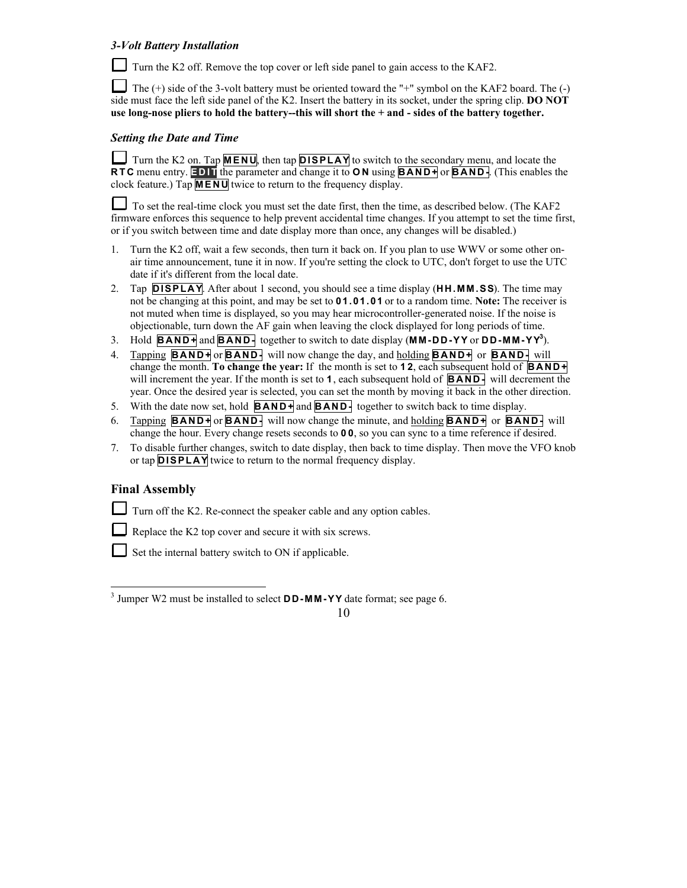### *3-Volt Battery Installation*

☐ Turn the K2 off. Remove the top cover or left side panel to gain access to the KAF2.

☐ The (+) side of the 3-volt battery must be oriented toward the "+" symbol on the KAF2 board. The (-) side must face the left side panel of the K2. Insert the battery in its socket, under the spring clip. **DO NOT use long-nose pliers to hold the battery--this will short the + and - sides of the battery together.**

### *Setting the Date and Time*

☐ Turn the K2 on. Tap **MENU**, then tap **DISPLAY** to switch to the secondary menu, and locate the **RTC** menu entry. **EDIT** the parameter and change it to **ON** using **BAND+** or **BAND-**. (This enables the clock feature.) Tap **MENU** twice to return to the frequency display.

☐ To set the real-time clock you must set the date first, then the time, as described below. (The KAF2 firmware enforces this sequence to help prevent accidental time changes. If you attempt to set the time first, or if you switch between time and date display more than once, any changes will be disabled.)

1. Turn the K2 off, wait a few seconds, then turn it back on. If you plan to use WWV or some other on-air time announcement, tune it in now. If you're setting the clock to UTC, don't forget to use the UTC date if it's different from the local date.
2. Tap **DISPLAY**. After about 1 second, you should see a time display (**HH.MM.SS**). The time may not be changing at this point, and may be set to **01.01.01** or to a random time. **Note:** The receiver is not muted when time is displayed, so you may hear microcontroller-generated noise. If the noise is objectionable, turn down the AF gain when leaving the clock displayed for long periods of time.
3. Hold **BAND+** and **BAND-** together to switch to date display (**MM-DD-YY** or **DD-MM-YY**[3]).
4. Tapping **BAND+** or **BAND-** will now change the day, and holding **BAND+** or **BAND-** will change the month. **To change the year:** If the month is set to **12**, each subsequent hold of **BAND+** will increment the year. If the month is set to **1**, each subsequent hold of **BAND-** will decrement the year. Once the desired year is selected, you can set the month by moving it back in the other direction.
5. With the date now set, hold **BAND+** and **BAND-** together to switch back to time display.
6. Tapping **BAND+** or **BAND-** will now change the minute, and holding **BAND+** or **BAND-** will change the hour. Every change resets seconds to **00**, so you can sync to a time reference if desired.
7. To disable further changes, switch to date display, then back to time display. Then move the VFO knob or tap **DISPLAY** twice to return to the normal frequency display.

## Final Assembly

☐ Turn off the K2. Re-connect the speaker cable and any option cables.

☐ Replace the K2 top cover and secure it with six screws.

☐ Set the internal battery switch to ON if applicable.

---

[3] Jumper W2 must be installed to select **DD-MM-YY** date format; see page 6.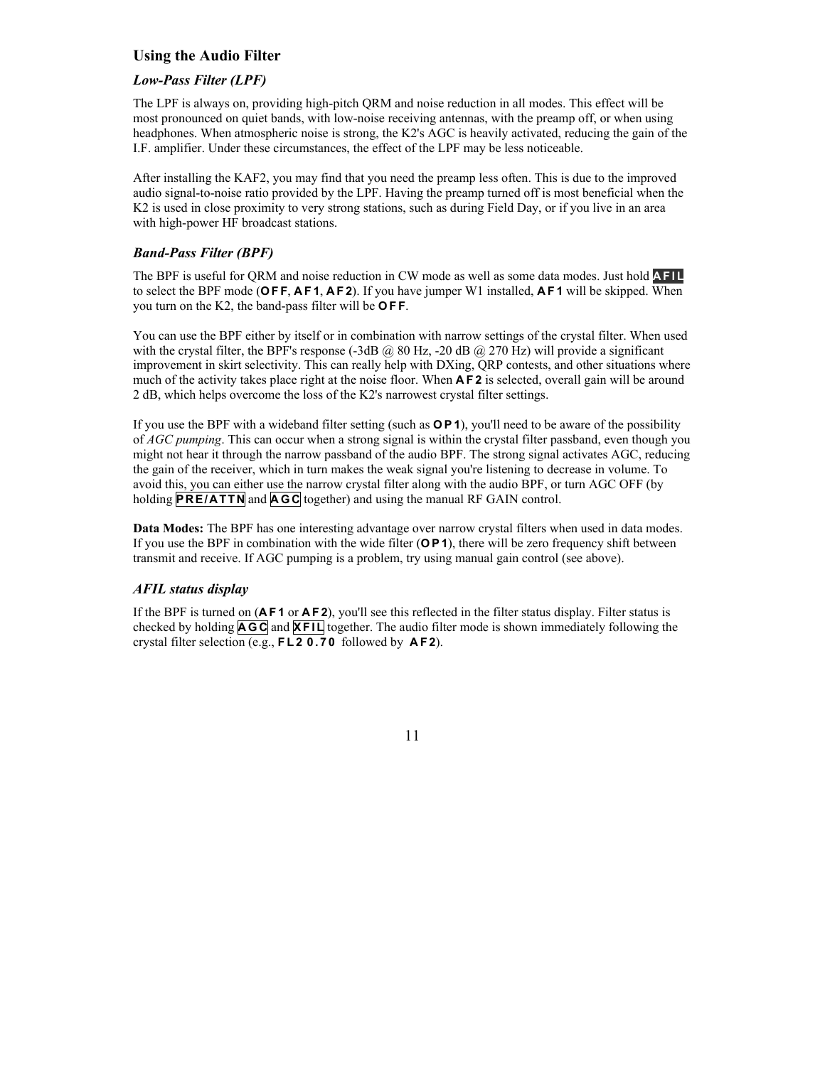## Using the Audio Filter

### *Low-Pass Filter (LPF)*

The LPF is always on, providing high-pitch QRM and noise reduction in all modes. This effect will be most pronounced on quiet bands, with low-noise receiving antennas, with the preamp off, or when using headphones. When atmospheric noise is strong, the K2's AGC is heavily activated, reducing the gain of the I.F. amplifier. Under these circumstances, the effect of the LPF may be less noticeable.

After installing the KAF2, you may find that you need the preamp less often. This is due to the improved audio signal-to-noise ratio provided by the LPF. Having the preamp turned off is most beneficial when the K2 is used in close proximity to very strong stations, such as during Field Day, or if you live in an area with high-power HF broadcast stations.

### *Band-Pass Filter (BPF)*

The BPF is useful for QRM and noise reduction in CW mode as well as some data modes. Just hold **AFIL** to select the BPF mode (**OFF**, **AF1**, **AF2**). If you have jumper W1 installed, **AF1** will be skipped. When you turn on the K2, the band-pass filter will be **OFF**.

You can use the BPF either by itself or in combination with narrow settings of the crystal filter. When used with the crystal filter, the BPF's response (-3dB @ 80 Hz, -20 dB @ 270 Hz) will provide a significant improvement in skirt selectivity. This can really help with DXing, QRP contests, and other situations where much of the activity takes place right at the noise floor. When **AF2** is selected, overall gain will be around 2 dB, which helps overcome the loss of the K2's narrowest crystal filter settings.

If you use the BPF with a wideband filter setting (such as **OP1**), you'll need to be aware of the possibility of *AGC pumping*. This can occur when a strong signal is within the crystal filter passband, even though you might not hear it through the narrow passband of the audio BPF. The strong signal activates AGC, reducing the gain of the receiver, which in turn makes the weak signal you're listening to decrease in volume. To avoid this, you can either use the narrow crystal filter along with the audio BPF, or turn AGC OFF (by holding **PRE/ATTN** and **AGC** together) and using the manual RF GAIN control.

**Data Modes:** The BPF has one interesting advantage over narrow crystal filters when used in data modes. If you use the BPF in combination with the wide filter (**OP1**), there will be zero frequency shift between transmit and receive. If AGC pumping is a problem, try using manual gain control (see above).

### *AFIL status display*

If the BPF is turned on (**AF1** or **AF2**), you'll see this reflected in the filter status display. Filter status is checked by holding **AGC** and **XFIL** together. The audio filter mode is shown immediately following the crystal filter selection (e.g., **FL2 0.70** followed by **AF2**).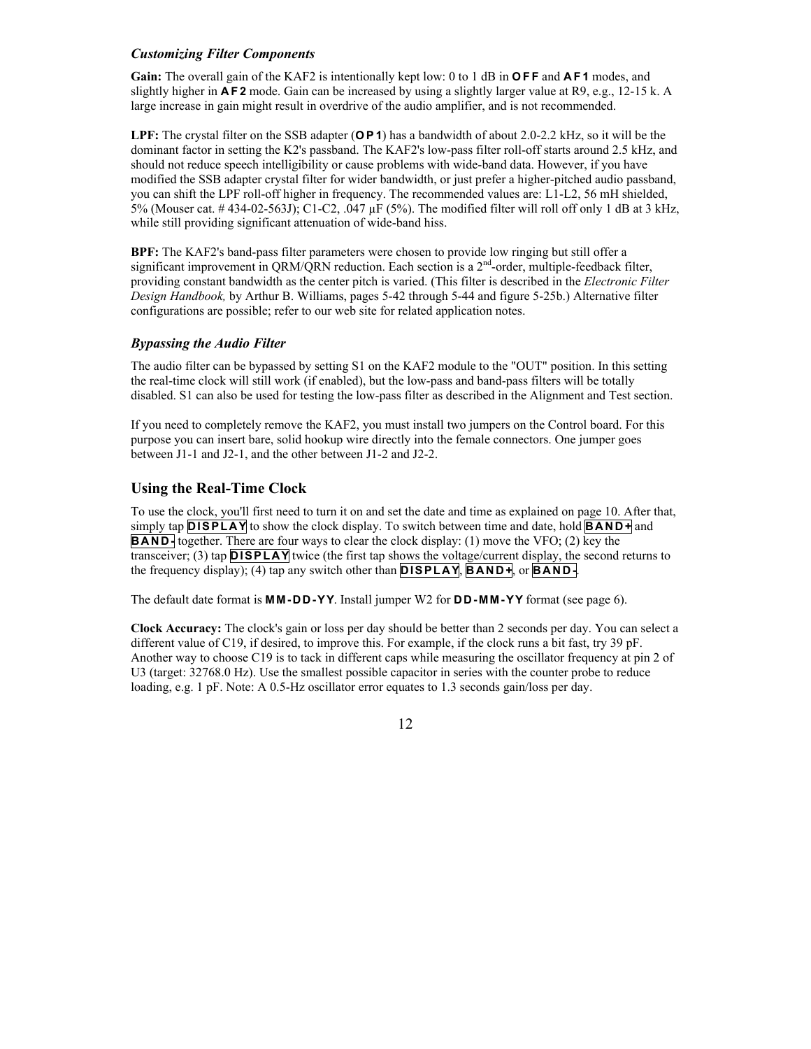### *Customizing Filter Components*

**Gain:** The overall gain of the KAF2 is intentionally kept low: 0 to 1 dB in **OFF** and **AF1** modes, and slightly higher in **AF2** mode. Gain can be increased by using a slightly larger value at R9, e.g., 12-15 k. A large increase in gain might result in overdrive of the audio amplifier, and is not recommended.

**LPF:** The crystal filter on the SSB adapter (**OP1**) has a bandwidth of about 2.0-2.2 kHz, so it will be the dominant factor in setting the K2's passband. The KAF2's low-pass filter roll-off starts around 2.5 kHz, and should not reduce speech intelligibility or cause problems with wide-band data. However, if you have modified the SSB adapter crystal filter for wider bandwidth, or just prefer a higher-pitched audio passband, you can shift the LPF roll-off higher in frequency. The recommended values are: L1-L2, 56 mH shielded, 5% (Mouser cat. # 434-02-563J); C1-C2, .047 µF (5%). The modified filter will roll off only 1 dB at 3 kHz, while still providing significant attenuation of wide-band hiss.

**BPF:** The KAF2's band-pass filter parameters were chosen to provide low ringing but still offer a significant improvement in QRM/QRN reduction. Each section is a 2nd-order, multiple-feedback filter, providing constant bandwidth as the center pitch is varied. (This filter is described in the *Electronic Filter Design Handbook,* by Arthur B. Williams, pages 5-42 through 5-44 and figure 5-25b.) Alternative filter configurations are possible; refer to our web site for related application notes.

### *Bypassing the Audio Filter*

The audio filter can be bypassed by setting S1 on the KAF2 module to the "OUT" position. In this setting the real-time clock will still work (if enabled), but the low-pass and band-pass filters will be totally disabled. S1 can also be used for testing the low-pass filter as described in the Alignment and Test section.

If you need to completely remove the KAF2, you must install two jumpers on the Control board. For this purpose you can insert bare, solid hookup wire directly into the female connectors. One jumper goes between J1-1 and J2-1, and the other between J1-2 and J2-2.

## Using the Real-Time Clock

To use the clock, you'll first need to turn it on and set the date and time as explained on page 10. After that, simply tap **DISPLAY** to show the clock display. To switch between time and date, hold **BAND+** and **BAND-** together. There are four ways to clear the clock display: (1) move the VFO; (2) key the transceiver; (3) tap **DISPLAY** twice (the first tap shows the voltage/current display, the second returns to the frequency display); (4) tap any switch other than **DISPLAY**, **BAND+**, or **BAND-**.

The default date format is **MM-DD-YY**. Install jumper W2 for **DD-MM-YY** format (see page 6).

**Clock Accuracy:** The clock's gain or loss per day should be better than 2 seconds per day. You can select a different value of C19, if desired, to improve this. For example, if the clock runs a bit fast, try 39 pF. Another way to choose C19 is to tack in different caps while measuring the oscillator frequency at pin 2 of U3 (target: 32768.0 Hz). Use the smallest possible capacitor in series with the counter probe to reduce loading, e.g. 1 pF. Note: A 0.5-Hz oscillator error equates to 1.3 seconds gain/loss per day.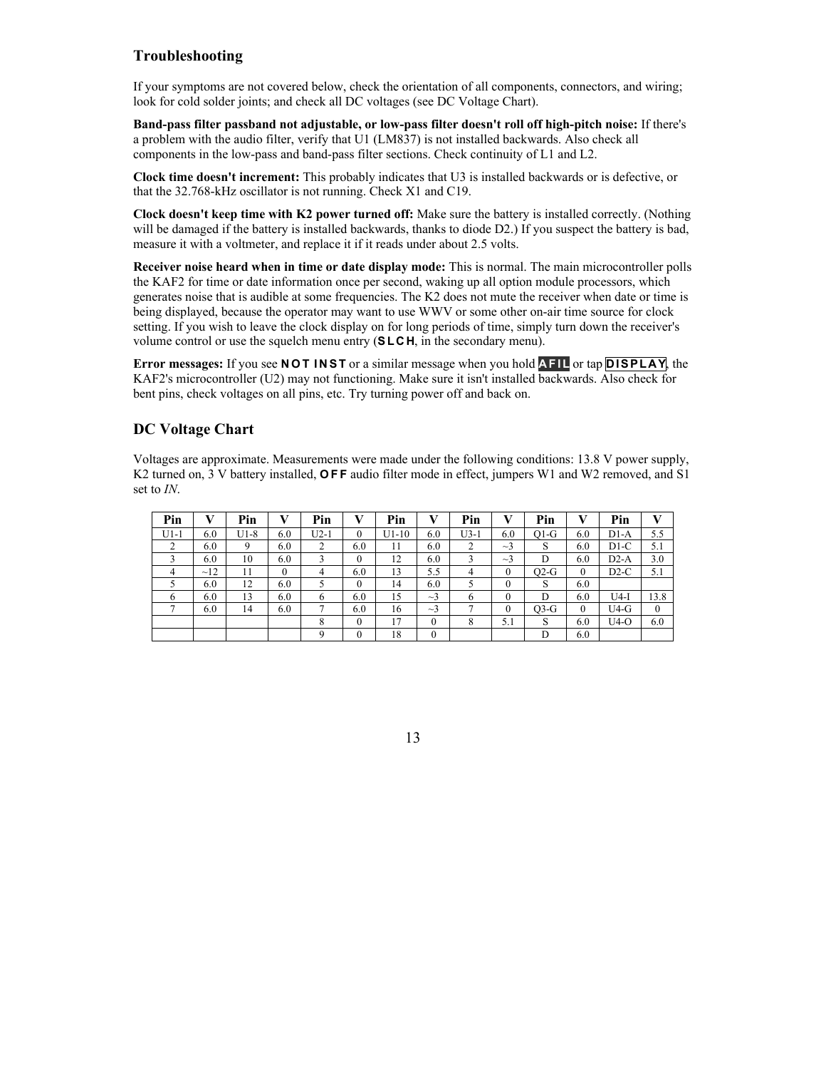## Troubleshooting

If your symptoms are not covered below, check the orientation of all components, connectors, and wiring; look for cold solder joints; and check all DC voltages (see DC Voltage Chart).

**Band-pass filter passband not adjustable, or low-pass filter doesn't roll off high-pitch noise:** If there's a problem with the audio filter, verify that U1 (LM837) is not installed backwards. Also check all components in the low-pass and band-pass filter sections. Check continuity of L1 and L2.

**Clock time doesn't increment:** This probably indicates that U3 is installed backwards or is defective, or that the 32.768-kHz oscillator is not running. Check X1 and C19.

**Clock doesn't keep time with K2 power turned off:** Make sure the battery is installed correctly. (Nothing will be damaged if the battery is installed backwards, thanks to diode D2.) If you suspect the battery is bad, measure it with a voltmeter, and replace it if it reads under about 2.5 volts.

**Receiver noise heard when in time or date display mode:** This is normal. The main microcontroller polls the KAF2 for time or date information once per second, waking up all option module processors, which generates noise that is audible at some frequencies. The K2 does not mute the receiver when date or time is being displayed, because the operator may want to use WWV or some other on-air time source for clock setting. If you wish to leave the clock display on for long periods of time, simply turn down the receiver's volume control or use the squelch menu entry (**SLCH**, in the secondary menu).

**Error messages:** If you see **NOT INST** or a similar message when you hold **AFIL** or tap **DISPLAY**, the KAF2's microcontroller (U2) may not functioning. Make sure it isn't installed backwards. Also check for bent pins, check voltages on all pins, etc. Try turning power off and back on.

## DC Voltage Chart

Voltages are approximate. Measurements were made under the following conditions: 13.8 V power supply, K2 turned on, 3 V battery installed, **OFF** audio filter mode in effect, jumpers W1 and W2 removed, and S1 set to *IN*.

| Pin | V | Pin | V | Pin | V | Pin | V | Pin | V | Pin | V | Pin | V |
|---|---|---|---|---|---|---|---|---|---|---|---|---|---|
| U1-1 | 6.0 | U1-8 | 6.0 | U2-1 | 0 | U1-10 | 6.0 | U3-1 | 6.0 | Q1-G | 6.0 | D1-A | 5.5 |
| 2 | 6.0 | 9 | 6.0 | 2 | 6.0 | 11 | 6.0 | 2 | ~3 | S | 6.0 | D1-C | 5.1 |
| 3 | 6.0 | 10 | 6.0 | 3 | 0 | 12 | 6.0 | 3 | ~3 | D | 6.0 | D2-A | 3.0 |
| 4 | ~12 | 11 | 0 | 4 | 6.0 | 13 | 5.5 | 4 | 0 | Q2-G | 0 | D2-C | 5.1 |
| 5 | 6.0 | 12 | 6.0 | 5 | 0 | 14 | 6.0 | 5 | 0 | S | 6.0 | | |
| 6 | 6.0 | 13 | 6.0 | 6 | 6.0 | 15 | ~3 | 6 | 0 | D | 6.0 | U4-I | 13.8 |
| 7 | 6.0 | 14 | 6.0 | 7 | 6.0 | 16 | ~3 | 7 | 0 | Q3-G | 0 | U4-G | 0 |
| | | | | 8 | 0 | 17 | 0 | 8 | 5.1 | S | 6.0 | U4-O | 6.0 |
| | | | | 9 | 0 | 18 | 0 | | | D | 6.0 | | |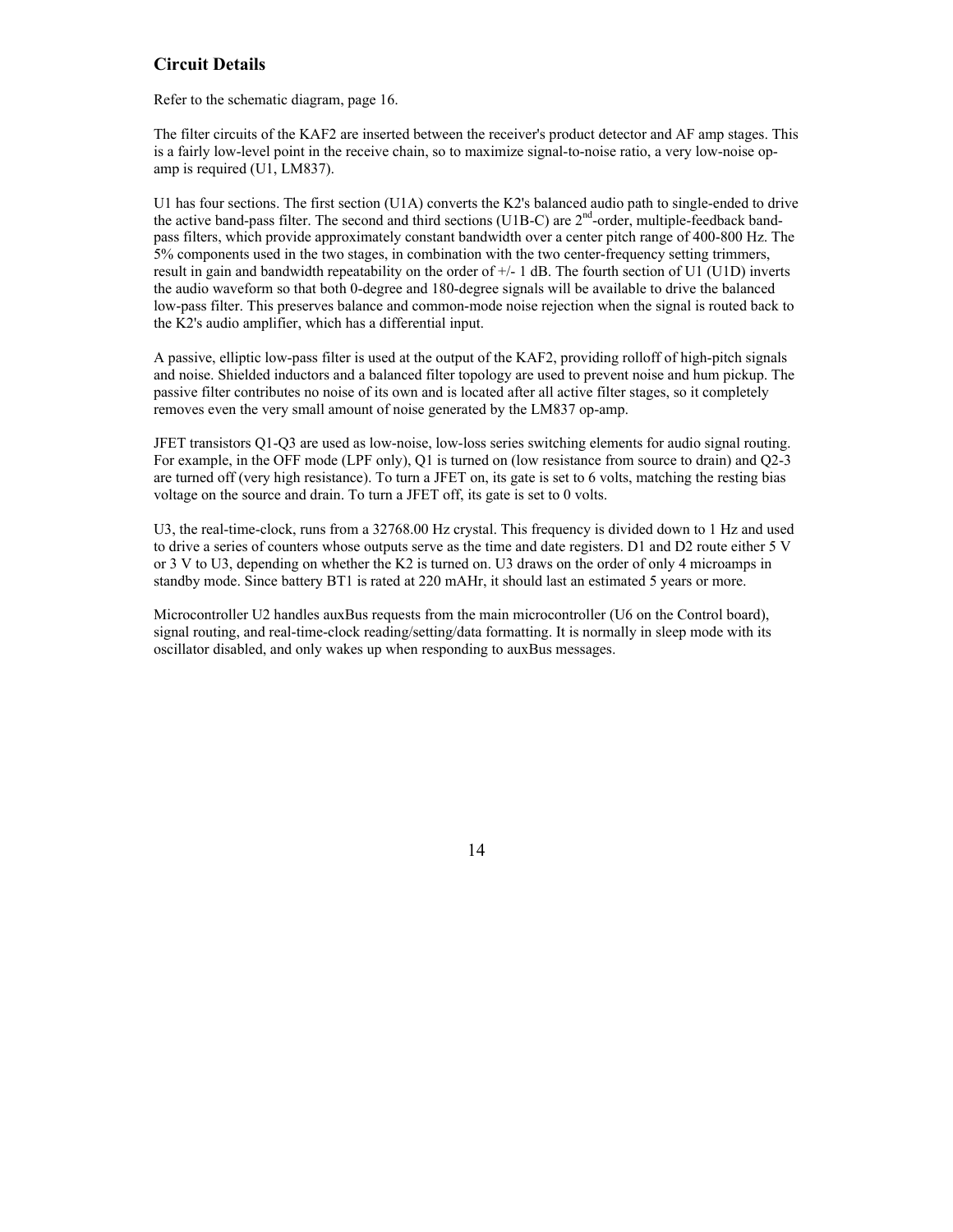## Circuit Details

Refer to the schematic diagram, page 16.

The filter circuits of the KAF2 are inserted between the receiver's product detector and AF amp stages. This is a fairly low-level point in the receive chain, so to maximize signal-to-noise ratio, a very low-noise op-amp is required (U1, LM837).

U1 has four sections. The first section (U1A) converts the K2's balanced audio path to single-ended to drive the active band-pass filter. The second and third sections (U1B-C) are 2nd-order, multiple-feedback band-pass filters, which provide approximately constant bandwidth over a center pitch range of 400-800 Hz. The 5% components used in the two stages, in combination with the two center-frequency setting trimmers, result in gain and bandwidth repeatability on the order of +/- 1 dB. The fourth section of U1 (U1D) inverts the audio waveform so that both 0-degree and 180-degree signals will be available to drive the balanced low-pass filter. This preserves balance and common-mode noise rejection when the signal is routed back to the K2's audio amplifier, which has a differential input.

A passive, elliptic low-pass filter is used at the output of the KAF2, providing rolloff of high-pitch signals and noise. Shielded inductors and a balanced filter topology are used to prevent noise and hum pickup. The passive filter contributes no noise of its own and is located after all active filter stages, so it completely removes even the very small amount of noise generated by the LM837 op-amp.

JFET transistors Q1-Q3 are used as low-noise, low-loss series switching elements for audio signal routing. For example, in the OFF mode (LPF only), Q1 is turned on (low resistance from source to drain) and Q2-3 are turned off (very high resistance). To turn a JFET on, its gate is set to 6 volts, matching the resting bias voltage on the source and drain. To turn a JFET off, its gate is set to 0 volts.

U3, the real-time-clock, runs from a 32768.00 Hz crystal. This frequency is divided down to 1 Hz and used to drive a series of counters whose outputs serve as the time and date registers. D1 and D2 route either 5 V or 3 V to U3, depending on whether the K2 is turned on. U3 draws on the order of only 4 microamps in standby mode. Since battery BT1 is rated at 220 mAHr, it should last an estimated 5 years or more.

Microcontroller U2 handles auxBus requests from the main microcontroller (U6 on the Control board), signal routing, and real-time-clock reading/setting/data formatting. It is normally in sleep mode with its oscillator disabled, and only wakes up when responding to auxBus messages.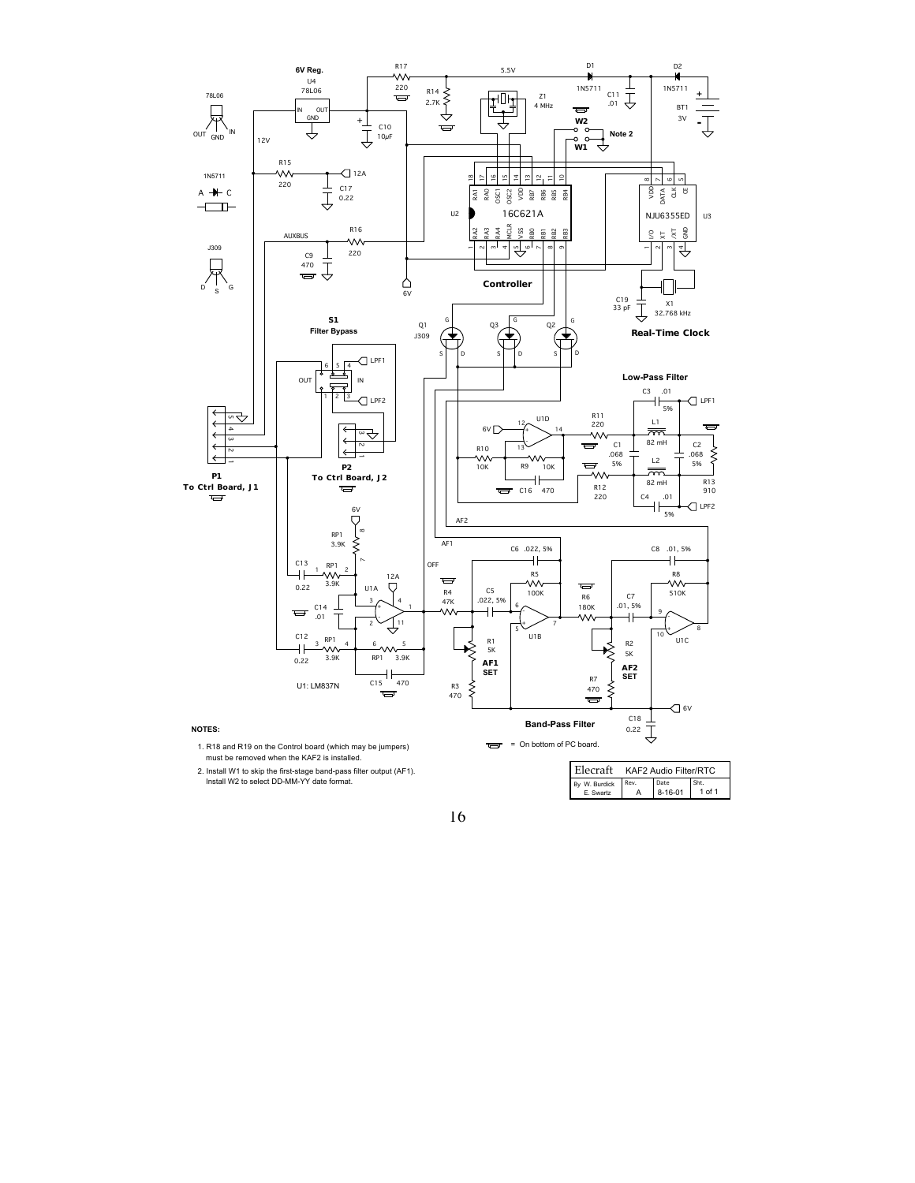6V Reg.

U4
78L06

Controller

Real-Time Clock

Low-Pass Filter

S1
Filter Bypass

P1
To Ctrl Board, J1

P2
To Ctrl Board, J2

Band-Pass Filter

U1: LM837N

AF1
SET

AF2
SET

= On bottom of PC board.

**NOTES:**

1. R18 and R19 on the Control board (which may be jumpers) must be removed when the KAF2 is installed.
2. Install W1 to skip the first-stage band-pass filter output (AF1). Install W2 to select DD-MM-YY date format.

| Elecraft | KAF2 Audio Filter/RTC | | |
|---|---|---|---|
| By W. Burdick E. Swartz | Rev. A | Date 8-16-01 | Sht. 1 of 1 |